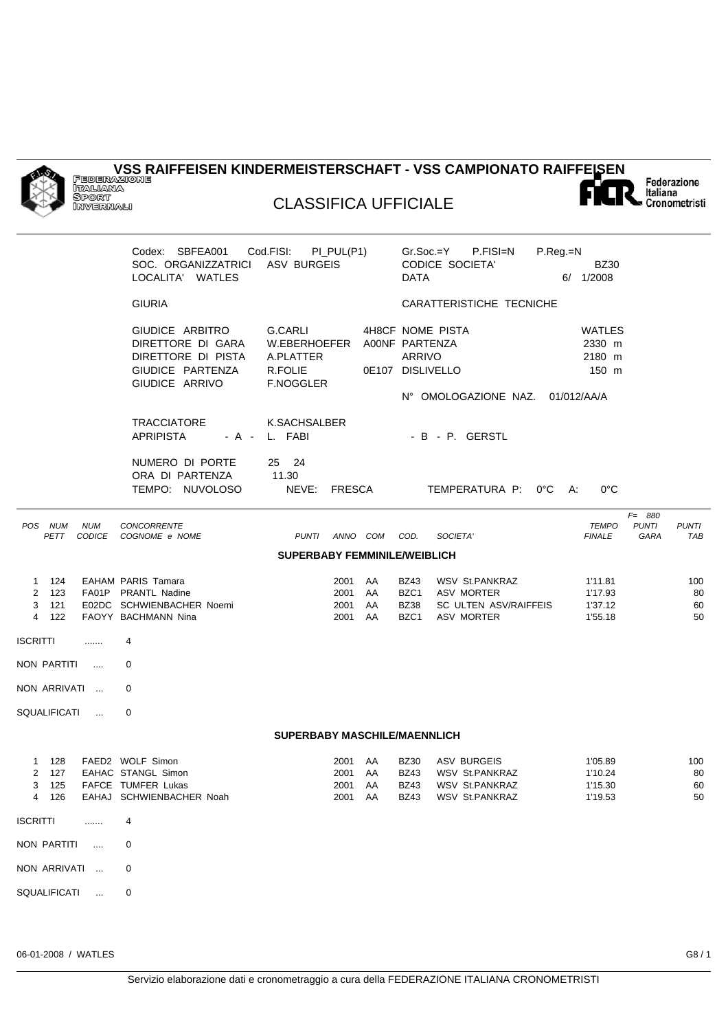# VSS RAIFFEISEN KINDERMEISTERSCHAFT - VSS CAMPIONATO RAIFFEISEN

FEDERAZIONE ITALIANA SPORT INVERNALI

## CLASSIFICA UFFICIALE

Federazione Italiana Cronometristi

Codex: SBFEA001 Cod.FISI: PI_PUL(P1) Gr.Soc.=Y P.FISI=N P.Reg.=N
SOC. ORGANIZZATRICI ASV BURGEIS CODICE SOCIETA' BZ30
LOCALITA' WATLES DATA 6/ 1/2008

| GIURIA | | | CARATTERISTICHE TECNICHE | |
|---|---|---|---|---|
| GIUDICE ARBITRO | G.CARLI | 4H8CF | NOME PISTA | WATLES |
| DIRETTORE DI GARA | W.EBERHOEFER | A00NF | PARTENZA | 2330 m |
| DIRETTORE DI PISTA | A.PLATTER | | ARRIVO | 2180 m |
| GIUDICE PARTENZA | R.FOLIE | 0E107 | DISLIVELLO | 150 m |
| GIUDICE ARRIVO | F.NOGGLER | | N° OMOLOGAZIONE NAZ. | 01/012/AA/A |

TRACCIATORE K.SACHSALBER
APRIPISTA - A - L. FABI - B - P. GERSTL

NUMERO DI PORTE 25 24
ORA DI PARTENZA 11.30
TEMPO: NUVOLOSO NEVE: FRESCA TEMPERATURA P: 0°C A: 0°C

F= 880

### SUPERBABY FEMMINILE/WEIBLICH

| POS | NUM PETT | NUM CODICE | CONCORRENTE COGNOME e NOME | PUNTI | ANNO | COM | COD. | SOCIETA' | TEMPO FINALE | PUNTI GARA | PUNTI TAB |
|---|---|---|---|---|---|---|---|---|---|---|---|
| 1 | 124 | EAHAM | PARIS Tamara | | 2001 | AA | BZ43 | WSV St.PANKRAZ | 1'11.81 | | 100 |
| 2 | 123 | FA01P | PRANTL Nadine | | 2001 | AA | BZC1 | ASV MORTER | 1'17.93 | | 80 |
| 3 | 121 | E02DC | SCHWIENBACHER Noemi | | 2001 | AA | BZ38 | SC ULTEN ASV/RAIFFEIS | 1'37.12 | | 60 |
| 4 | 122 | FAOYY | BACHMANN Nina | | 2001 | AA | BZC1 | ASV MORTER | 1'55.18 | | 50 |

ISCRITTI ....... 4

NON PARTITI .... 0

NON ARRIVATI ... 0

SQUALIFICATI ... 0

### SUPERBABY MASCHILE/MAENNLICH

| POS | NUM PETT | NUM CODICE | CONCORRENTE COGNOME e NOME | PUNTI | ANNO | COM | COD. | SOCIETA' | TEMPO FINALE | PUNTI GARA | PUNTI TAB |
|---|---|---|---|---|---|---|---|---|---|---|---|
| 1 | 128 | FAED2 | WOLF Simon | | 2001 | AA | BZ30 | ASV BURGEIS | 1'05.89 | | 100 |
| 2 | 127 | EAHAC | STANGL Simon | | 2001 | AA | BZ43 | WSV St.PANKRAZ | 1'10.24 | | 80 |
| 3 | 125 | FAFCE | TUMFER Lukas | | 2001 | AA | BZ43 | WSV St.PANKRAZ | 1'15.30 | | 60 |
| 4 | 126 | EAHAJ | SCHWIENBACHER Noah | | 2001 | AA | BZ43 | WSV St.PANKRAZ | 1'19.53 | | 50 |

ISCRITTI ....... 4

NON PARTITI .... 0

NON ARRIVATI ... 0

SQUALIFICATI ... 0

06-01-2008 / WATLES

Servizio elaborazione dati e cronometraggio a cura della FEDERAZIONE ITALIANA CRONOMETRISTI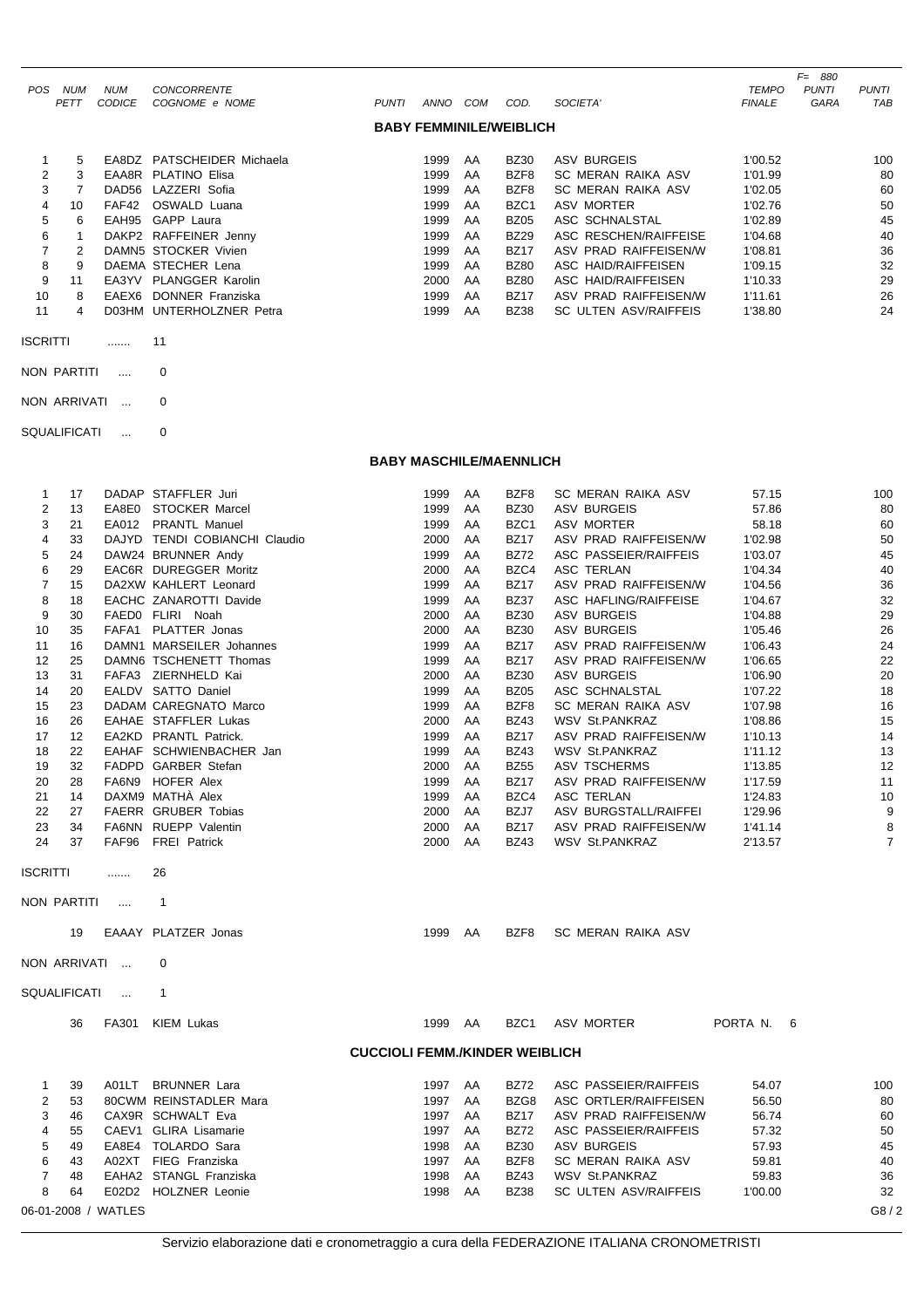| POS | NUM PETT | NUM CODICE | CONCORRENTE COGNOME e NOME | PUNTI | ANNO | COM | COD. | SOCIETA' | TEMPO FINALE | F= 880 PUNTI GARA | PUNTI TAB |
|---|---|---|---|---|---|---|---|---|---|---|---|

## BABY FEMMINILE/WEIBLICH

| POS | NUM PETT | NUM CODICE | CONCORRENTE COGNOME e NOME | PUNTI | ANNO | COM | COD. | SOCIETA' | TEMPO FINALE | PUNTI GARA | PUNTI TAB |
|---|---|---|---|---|---|---|---|---|---|---|---|
| 1 | 5 | EA8DZ | PATSCHEIDER Michaela | | 1999 | AA | BZ30 | ASV BURGEIS | 1'00.52 | | 100 |
| 2 | 3 | EAA8R | PLATINO Elisa | | 1999 | AA | BZF8 | SC MERAN RAIKA ASV | 1'01.99 | | 80 |
| 3 | 7 | DAD56 | LAZZERI Sofia | | 1999 | AA | BZF8 | SC MERAN RAIKA ASV | 1'02.05 | | 60 |
| 4 | 10 | FAF42 | OSWALD Luana | | 1999 | AA | BZC1 | ASV MORTER | 1'02.76 | | 50 |
| 5 | 6 | EAH95 | GAPP Laura | | 1999 | AA | BZ05 | ASC SCHNALSTAL | 1'02.89 | | 45 |
| 6 | 1 | DAKP2 | RAFFEINER Jenny | | 1999 | AA | BZ29 | ASC RESCHEN/RAIFFEISE | 1'04.68 | | 40 |
| 7 | 2 | DAMN5 | STOCKER Vivien | | 1999 | AA | BZ17 | ASV PRAD RAIFFEISEN/W | 1'08.81 | | 36 |
| 8 | 9 | DAEMA | STECHER Lena | | 1999 | AA | BZ80 | ASC HAID/RAIFFEISEN | 1'09.15 | | 32 |
| 9 | 11 | EA3YV | PLANGGER Karolin | | 2000 | AA | BZ80 | ASC HAID/RAIFFEISEN | 1'10.33 | | 29 |
| 10 | 8 | EAEX6 | DONNER Franziska | | 1999 | AA | BZ17 | ASV PRAD RAIFFEISEN/W | 1'11.61 | | 26 |
| 11 | 4 | D03HM | UNTERHOLZNER Petra | | 1999 | AA | BZ38 | SC ULTEN ASV/RAIFFEIS | 1'38.80 | | 24 |

ISCRITTI ....... 11

NON PARTITI .... 0

NON ARRIVATI ... 0

SQUALIFICATI ... 0

## BABY MASCHILE/MAENNLICH

| POS | NUM PETT | NUM CODICE | CONCORRENTE COGNOME e NOME | PUNTI | ANNO | COM | COD. | SOCIETA' | TEMPO FINALE | PUNTI GARA | PUNTI TAB |
|---|---|---|---|---|---|---|---|---|---|---|---|
| 1 | 17 | DADAP | STAFFLER Juri | | 1999 | AA | BZF8 | SC MERAN RAIKA ASV | 57.15 | | 100 |
| 2 | 13 | EA8E0 | STOCKER Marcel | | 1999 | AA | BZ30 | ASV BURGEIS | 57.86 | | 80 |
| 3 | 21 | EA012 | PRANTL Manuel | | 1999 | AA | BZC1 | ASV MORTER | 58.18 | | 60 |
| 4 | 33 | DAJYD | TENDI COBIANCHI Claudio | | 2000 | AA | BZ17 | ASV PRAD RAIFFEISEN/W | 1'02.98 | | 50 |
| 5 | 24 | DAW24 | BRUNNER Andy | | 1999 | AA | BZ72 | ASC PASSEIER/RAIFFEIS | 1'03.07 | | 45 |
| 6 | 29 | EAC6R | DUREGGER Moritz | | 2000 | AA | BZC4 | ASC TERLAN | 1'04.34 | | 40 |
| 7 | 15 | DA2XW | KAHLERT Leonard | | 1999 | AA | BZ17 | ASV PRAD RAIFFEISEN/W | 1'04.56 | | 36 |
| 8 | 18 | EACHC | ZANAROTTI Davide | | 1999 | AA | BZ37 | ASC HAFLING/RAIFFEISE | 1'04.67 | | 32 |
| 9 | 30 | FAED0 | FLIRI Noah | | 2000 | AA | BZ30 | ASV BURGEIS | 1'04.88 | | 29 |
| 10 | 35 | FAFA1 | PLATTER Jonas | | 2000 | AA | BZ30 | ASV BURGEIS | 1'05.46 | | 26 |
| 11 | 16 | DAMN1 | MARSEILER Johannes | | 1999 | AA | BZ17 | ASV PRAD RAIFFEISEN/W | 1'06.43 | | 24 |
| 12 | 25 | DAMN6 | TSCHENETT Thomas | | 1999 | AA | BZ17 | ASV PRAD RAIFFEISEN/W | 1'06.65 | | 22 |
| 13 | 31 | FAFA3 | ZIERNHELD Kai | | 2000 | AA | BZ30 | ASV BURGEIS | 1'06.90 | | 20 |
| 14 | 20 | EALDV | SATTO Daniel | | 1999 | AA | BZ05 | ASC SCHNALSTAL | 1'07.22 | | 18 |
| 15 | 23 | DADAM | CAREGNATO Marco | | 1999 | AA | BZF8 | SC MERAN RAIKA ASV | 1'07.98 | | 16 |
| 16 | 26 | EAHAE | STAFFLER Lukas | | 2000 | AA | BZ43 | WSV St.PANKRAZ | 1'08.86 | | 15 |
| 17 | 12 | EA2KD | PRANTL Patrick. | | 1999 | AA | BZ17 | ASV PRAD RAIFFEISEN/W | 1'10.13 | | 14 |
| 18 | 22 | EAHAF | SCHWIENBACHER Jan | | 1999 | AA | BZ43 | WSV St.PANKRAZ | 1'11.12 | | 13 |
| 19 | 32 | FADPD | GARBER Stefan | | 2000 | AA | BZ55 | ASV TSCHERMS | 1'13.85 | | 12 |
| 20 | 28 | FA6N9 | HOFER Alex | | 1999 | AA | BZ17 | ASV PRAD RAIFFEISEN/W | 1'17.59 | | 11 |
| 21 | 14 | DAXM9 | MATHÀ Alex | | 1999 | AA | BZC4 | ASC TERLAN | 1'24.83 | | 10 |
| 22 | 27 | FAERR | GRUBER Tobias | | 2000 | AA | BZJ7 | ASV BURGSTALL/RAIFFEI | 1'29.96 | | 9 |
| 23 | 34 | FA6NN | RUEPP Valentin | | 2000 | AA | BZ17 | ASV PRAD RAIFFEISEN/W | 1'41.14 | | 8 |
| 24 | 37 | FAF96 | FREI Patrick | | 2000 | AA | BZ43 | WSV St.PANKRAZ | 2'13.57 | | 7 |

ISCRITTI ....... 26

NON PARTITI .... 1

| NUM PETT | NUM CODICE | CONCORRENTE COGNOME e NOME | ANNO | COM | COD. | SOCIETA' |
|---|---|---|---|---|---|---|
| 19 | EAAAY | PLATZER Jonas | 1999 | AA | BZF8 | SC MERAN RAIKA ASV |

NON ARRIVATI ... 0

SQUALIFICATI ... 1

| NUM PETT | NUM CODICE | CONCORRENTE COGNOME e NOME | ANNO | COM | COD. | SOCIETA' | |
|---|---|---|---|---|---|---|---|
| 36 | FA301 | KIEM Lukas | 1999 | AA | BZC1 | ASV MORTER | PORTA N. 6 |

## CUCCIOLI FEMM./KINDER WEIBLICH

| POS | NUM PETT | NUM CODICE | CONCORRENTE COGNOME e NOME | PUNTI | ANNO | COM | COD. | SOCIETA' | TEMPO FINALE | PUNTI GARA | PUNTI TAB |
|---|---|---|---|---|---|---|---|---|---|---|---|
| 1 | 39 | A01LT | BRUNNER Lara | | 1997 | AA | BZ72 | ASC PASSEIER/RAIFFEIS | 54.07 | | 100 |
| 2 | 53 | 80CWM | REINSTADLER Mara | | 1997 | AA | BZG8 | ASC ORTLER/RAIFFEISEN | 56.50 | | 80 |
| 3 | 46 | CAX9R | SCHWALT Eva | | 1997 | AA | BZ17 | ASV PRAD RAIFFEISEN/W | 56.74 | | 60 |
| 4 | 55 | CAEV1 | GLIRA Lisamarie | | 1997 | AA | BZ72 | ASC PASSEIER/RAIFFEIS | 57.32 | | 50 |
| 5 | 49 | EA8E4 | TOLARDO Sara | | 1998 | AA | BZ30 | ASV BURGEIS | 57.93 | | 45 |
| 6 | 43 | A02XT | FIEG Franziska | | 1997 | AA | BZF8 | SC MERAN RAIKA ASV | 59.81 | | 40 |
| 7 | 48 | EAHA2 | STANGL Franziska | | 1998 | AA | BZ43 | WSV St.PANKRAZ | 59.83 | | 36 |
| 8 | 64 | E02D2 | HOLZNER Leonie | | 1998 | AA | BZ38 | SC ULTEN ASV/RAIFFEIS | 1'00.00 | | 32 |

06-01-2008 / WATLES

Servizio elaborazione dati e cronometraggio a cura della FEDERAZIONE ITALIANA CRONOMETRISTI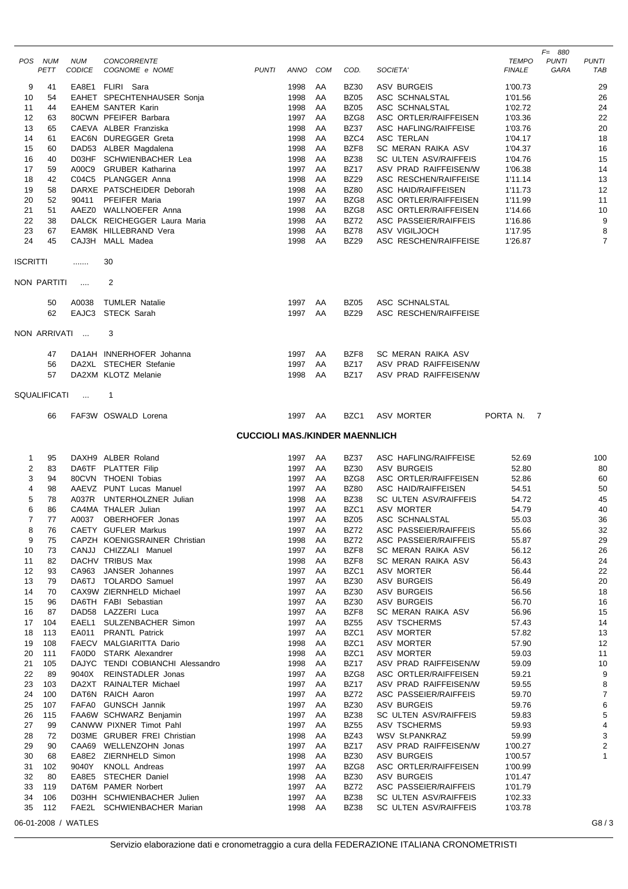| POS | NUM PETT | NUM CODICE | CONCORRENTE COGNOME e NOME | PUNTI | ANNO | COM | COD. | SOCIETA' | TEMPO FINALE | F= 880 PUNTI GARA | PUNTI TAB |
|---|---|---|---|---|---|---|---|---|---|---|---|
| 9 | 41 | EA8E1 | FLIRI Sara | | 1998 | AA | BZ30 | ASV BURGEIS | 1'00.73 | | 29 |
| 10 | 54 | EAHET | SPECHTENHAUSER Sonja | | 1998 | AA | BZ05 | ASC SCHNALSTAL | 1'01.56 | | 26 |
| 11 | 44 | EAHEM | SANTER Karin | | 1998 | AA | BZ05 | ASC SCHNALSTAL | 1'02.72 | | 24 |
| 12 | 63 | 80CWN | PFEIFER Barbara | | 1997 | AA | BZG8 | ASC ORTLER/RAIFFEISEN | 1'03.36 | | 22 |
| 13 | 65 | CAEVA | ALBER Franziska | | 1998 | AA | BZ37 | ASC HAFLING/RAIFFEISE | 1'03.76 | | 20 |
| 14 | 61 | EAC6N | DUREGGER Greta | | 1998 | AA | BZC4 | ASC TERLAN | 1'04.17 | | 18 |
| 15 | 60 | DAD53 | ALBER Magdalena | | 1998 | AA | BZF8 | SC MERAN RAIKA ASV | 1'04.37 | | 16 |
| 16 | 40 | D03HF | SCHWIENBACHER Lea | | 1998 | AA | BZ38 | SC ULTEN ASV/RAIFFEIS | 1'04.76 | | 15 |
| 17 | 59 | A00C9 | GRUBER Katharina | | 1997 | AA | BZ17 | ASV PRAD RAIFFEISEN/W | 1'06.38 | | 14 |
| 18 | 42 | C04C5 | PLANGGER Anna | | 1998 | AA | BZ29 | ASC RESCHEN/RAIFFEISE | 1'11.14 | | 13 |
| 19 | 58 | DARXE | PATSCHEIDER Deborah | | 1998 | AA | BZ80 | ASC HAID/RAIFFEISEN | 1'11.73 | | 12 |
| 20 | 52 | 90411 | PFEIFER Maria | | 1997 | AA | BZG8 | ASC ORTLER/RAIFFEISEN | 1'11.99 | | 11 |
| 21 | 51 | AAEZ0 | WALLNOEFER Anna | | 1998 | AA | BZG8 | ASC ORTLER/RAIFFEISEN | 1'14.66 | | 10 |
| 22 | 38 | DALCK | REICHEGGER Laura Maria | | 1998 | AA | BZ72 | ASC PASSEIER/RAIFFEIS | 1'16.86 | | 9 |
| 23 | 67 | EAM8K | HILLEBRAND Vera | | 1998 | AA | BZ78 | ASV VIGILJOCH | 1'17.95 | | 8 |
| 24 | 45 | CAJ3H | MALL Madea | | 1998 | AA | BZ29 | ASC RESCHEN/RAIFFEISE | 1'26.87 | | 7 |

ISCRITTI ....... 30

NON PARTITI .... 2

| NUM PETT | NUM CODICE | COGNOME e NOME | ANNO | COM | COD. | SOCIETA' |
|---|---|---|---|---|---|---|
| 50 | A0038 | TUMLER Natalie | 1997 | AA | BZ05 | ASC SCHNALSTAL |
| 62 | EAJC3 | STECK Sarah | 1997 | AA | BZ29 | ASC RESCHEN/RAIFFEISE |

NON ARRIVATI ... 3

| NUM PETT | NUM CODICE | COGNOME e NOME | ANNO | COM | COD. | SOCIETA' |
|---|---|---|---|---|---|---|
| 47 | DA1AH | INNERHOFER Johanna | 1997 | AA | BZF8 | SC MERAN RAIKA ASV |
| 56 | DA2XL | STECHER Stefanie | 1997 | AA | BZ17 | ASV PRAD RAIFFEISEN/W |
| 57 | DA2XM | KLOTZ Melanie | 1998 | AA | BZ17 | ASV PRAD RAIFFEISEN/W |

SQUALIFICATI ... 1

| NUM PETT | NUM CODICE | COGNOME e NOME | ANNO | COM | COD. | SOCIETA' | |
|---|---|---|---|---|---|---|---|
| 66 | FAF3W | OSWALD Lorena | 1997 | AA | BZC1 | ASV MORTER | PORTA N. 7 |

## CUCCIOLI MAS./KINDER MAENNLICH

| POS | NUM PETT | NUM CODICE | CONCORRENTE COGNOME e NOME | PUNTI | ANNO | COM | COD. | SOCIETA' | TEMPO FINALE | PUNTI GARA | PUNTI TAB |
|---|---|---|---|---|---|---|---|---|---|---|---|
| 1 | 95 | DAXH9 | ALBER Roland | | 1997 | AA | BZ37 | ASC HAFLING/RAIFFEISE | 52.69 | | 100 |
| 2 | 83 | DA6TF | PLATTER Filip | | 1997 | AA | BZ30 | ASV BURGEIS | 52.80 | | 80 |
| 3 | 94 | 80CVN | THOENI Tobias | | 1997 | AA | BZG8 | ASC ORTLER/RAIFFEISEN | 52.86 | | 60 |
| 4 | 98 | AAEVZ | PUNT Lucas Manuel | | 1997 | AA | BZ80 | ASC HAID/RAIFFEISEN | 54.51 | | 50 |
| 5 | 78 | A037R | UNTERHOLZNER Julian | | 1998 | AA | BZ38 | SC ULTEN ASV/RAIFFEIS | 54.72 | | 45 |
| 6 | 86 | CA4MA | THALER Julian | | 1997 | AA | BZC1 | ASV MORTER | 54.79 | | 40 |
| 7 | 77 | A0037 | OBERHOFER Jonas | | 1997 | AA | BZ05 | ASC SCHNALSTAL | 55.03 | | 36 |
| 8 | 76 | CAETY | GUFLER Markus | | 1997 | AA | BZ72 | ASC PASSEIER/RAIFFEIS | 55.66 | | 32 |
| 9 | 75 | CAPZH | KOENIGSRAINER Christian | | 1998 | AA | BZ72 | ASC PASSEIER/RAIFFEIS | 55.87 | | 29 |
| 10 | 73 | CANJJ | CHIZZALI Manuel | | 1997 | AA | BZF8 | SC MERAN RAIKA ASV | 56.12 | | 26 |
| 11 | 82 | DACHV | TRIBUS Max | | 1998 | AA | BZF8 | SC MERAN RAIKA ASV | 56.43 | | 24 |
| 12 | 93 | CA963 | JANSER Johannes | | 1997 | AA | BZC1 | ASV MORTER | 56.44 | | 22 |
| 13 | 79 | DA6TJ | TOLARDO Samuel | | 1997 | AA | BZ30 | ASV BURGEIS | 56.49 | | 20 |
| 14 | 70 | CAX9W | ZIERNHELD Michael | | 1997 | AA | BZ30 | ASV BURGEIS | 56.56 | | 18 |
| 15 | 96 | DA6TH | FABI Sebastian | | 1997 | AA | BZ30 | ASV BURGEIS | 56.70 | | 16 |
| 16 | 87 | DAD58 | LAZZERI Luca | | 1997 | AA | BZF8 | SC MERAN RAIKA ASV | 56.96 | | 15 |
| 17 | 104 | EAEL1 | SULZENBACHER Simon | | 1997 | AA | BZ55 | ASV TSCHERMS | 57.43 | | 14 |
| 18 | 113 | EA011 | PRANTL Patrick | | 1997 | AA | BZC1 | ASV MORTER | 57.82 | | 13 |
| 19 | 108 | FAECV | MALGIARITTA Dario | | 1998 | AA | BZC1 | ASV MORTER | 57.90 | | 12 |
| 20 | 111 | FA0D0 | STARK Alexandrer | | 1998 | AA | BZC1 | ASV MORTER | 59.03 | | 11 |
| 21 | 105 | DAJYC | TENDI COBIANCHI Alessandro | | 1998 | AA | BZ17 | ASV PRAD RAIFFEISEN/W | 59.09 | | 10 |
| 22 | 89 | 9040X | REINSTADLER Jonas | | 1997 | AA | BZG8 | ASC ORTLER/RAIFFEISEN | 59.21 | | 9 |
| 23 | 103 | DA2XT | RAINALTER Michael | | 1997 | AA | BZ17 | ASV PRAD RAIFFEISEN/W | 59.55 | | 8 |
| 24 | 100 | DAT6N | RAICH Aaron | | 1997 | AA | BZ72 | ASC PASSEIER/RAIFFEIS | 59.70 | | 7 |
| 25 | 107 | FAFA0 | GUNSCH Jannik | | 1997 | AA | BZ30 | ASV BURGEIS | 59.76 | | 6 |
| 26 | 115 | FAA6W | SCHWARZ Benjamin | | 1997 | AA | BZ38 | SC ULTEN ASV/RAIFFEIS | 59.83 | | 5 |
| 27 | 99 | CANWW | PIXNER Timot Pahl | | 1997 | AA | BZ55 | ASV TSCHERMS | 59.93 | | 4 |
| 28 | 72 | D03ME | GRUBER FREI Christian | | 1998 | AA | BZ43 | WSV St.PANKRAZ | 59.99 | | 3 |
| 29 | 90 | CAA69 | WELLENZOHN Jonas | | 1997 | AA | BZ17 | ASV PRAD RAIFFEISEN/W | 1'00.27 | | 2 |
| 30 | 68 | EA8E2 | ZIERNHELD Simon | | 1998 | AA | BZ30 | ASV BURGEIS | 1'00.57 | | 1 |
| 31 | 102 | 9040Y | KNOLL Andreas | | 1997 | AA | BZG8 | ASC ORTLER/RAIFFEISEN | 1'00.99 | | |
| 32 | 80 | EA8E5 | STECHER Daniel | | 1998 | AA | BZ30 | ASV BURGEIS | 1'01.47 | | |
| 33 | 119 | DAT6M | PAMER Norbert | | 1997 | AA | BZ72 | ASC PASSEIER/RAIFFEIS | 1'01.79 | | |
| 34 | 106 | D03HH | SCHWIENBACHER Julien | | 1997 | AA | BZ38 | SC ULTEN ASV/RAIFFEIS | 1'02.33 | | |
| 35 | 112 | FAE2L | SCHWIENBACHER Marian | | 1998 | AA | BZ38 | SC ULTEN ASV/RAIFFEIS | 1'03.78 | | |

06-01-2008 / WATLES

Servizio elaborazione dati e cronometraggio a cura della FEDERAZIONE ITALIANA CRONOMETRISTI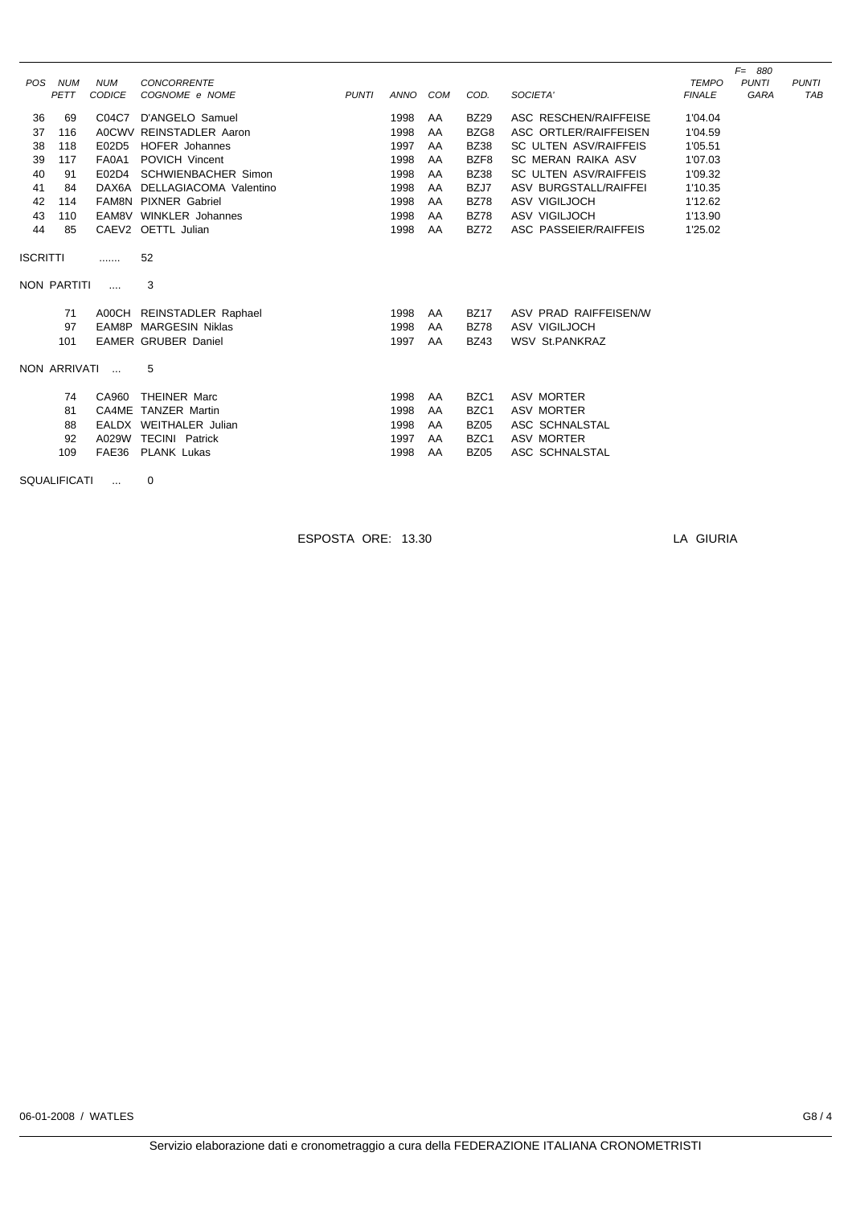| POS | NUM PETT | NUM CODICE | CONCORRENTE COGNOME e NOME | PUNTI | ANNO | COM | COD. | SOCIETA' | TEMPO FINALE | F= 880 PUNTI GARA | PUNTI TAB |
|---|---|---|---|---|---|---|---|---|---|---|---|
| 36 | 69 | C04C7 | D'ANGELO Samuel | | 1998 | AA | BZ29 | ASC RESCHEN/RAIFFEISE | 1'04.04 | | |
| 37 | 116 | A0CWV | REINSTADLER Aaron | | 1998 | AA | BZG8 | ASC ORTLER/RAIFFEISEN | 1'04.59 | | |
| 38 | 118 | E02D5 | HOFER Johannes | | 1997 | AA | BZ38 | SC ULTEN ASV/RAIFFEIS | 1'05.51 | | |
| 39 | 117 | FA0A1 | POVICH Vincent | | 1998 | AA | BZF8 | SC MERAN RAIKA ASV | 1'07.03 | | |
| 40 | 91 | E02D4 | SCHWIENBACHER Simon | | 1998 | AA | BZ38 | SC ULTEN ASV/RAIFFEIS | 1'09.32 | | |
| 41 | 84 | DAX6A | DELLAGIACOMA Valentino | | 1998 | AA | BZJ7 | ASV BURGSTALL/RAIFFEI | 1'10.35 | | |
| 42 | 114 | FAM8N | PIXNER Gabriel | | 1998 | AA | BZ78 | ASV VIGILJOCH | 1'12.62 | | |
| 43 | 110 | EAM8V | WINKLER Johannes | | 1998 | AA | BZ78 | ASV VIGILJOCH | 1'13.90 | | |
| 44 | 85 | CAEV2 | OETTL Julian | | 1998 | AA | BZ72 | ASC PASSEIER/RAIFFEIS | 1'25.02 | | |

ISCRITTI ....... 52

NON PARTITI .... 3

| | NUM PETT | NUM CODICE | COGNOME e NOME | ANNO | COM | COD. | SOCIETA' |
|---|---|---|---|---|---|---|---|
| | 71 | A00CH | REINSTADLER Raphael | 1998 | AA | BZ17 | ASV PRAD RAIFFEISEN/W |
| | 97 | EAM8P | MARGESIN Niklas | 1998 | AA | BZ78 | ASV VIGILJOCH |
| | 101 | EAMER | GRUBER Daniel | 1997 | AA | BZ43 | WSV St.PANKRAZ |

NON ARRIVATI ... 5

| | NUM PETT | NUM CODICE | COGNOME e NOME | ANNO | COM | COD. | SOCIETA' |
|---|---|---|---|---|---|---|---|
| | 74 | CA960 | THEINER Marc | 1998 | AA | BZC1 | ASV MORTER |
| | 81 | CA4ME | TANZER Martin | 1998 | AA | BZC1 | ASV MORTER |
| | 88 | EALDX | WEITHALER Julian | 1998 | AA | BZ05 | ASC SCHNALSTAL |
| | 92 | A029W | TECINI Patrick | 1997 | AA | BZC1 | ASV MORTER |
| | 109 | FAE36 | PLANK Lukas | 1998 | AA | BZ05 | ASC SCHNALSTAL |

SQUALIFICATI ... 0

ESPOSTA ORE: 13.30

LA GIURIA

06-01-2008 / WATLES

Servizio elaborazione dati e cronometraggio a cura della FEDERAZIONE ITALIANA CRONOMETRISTI